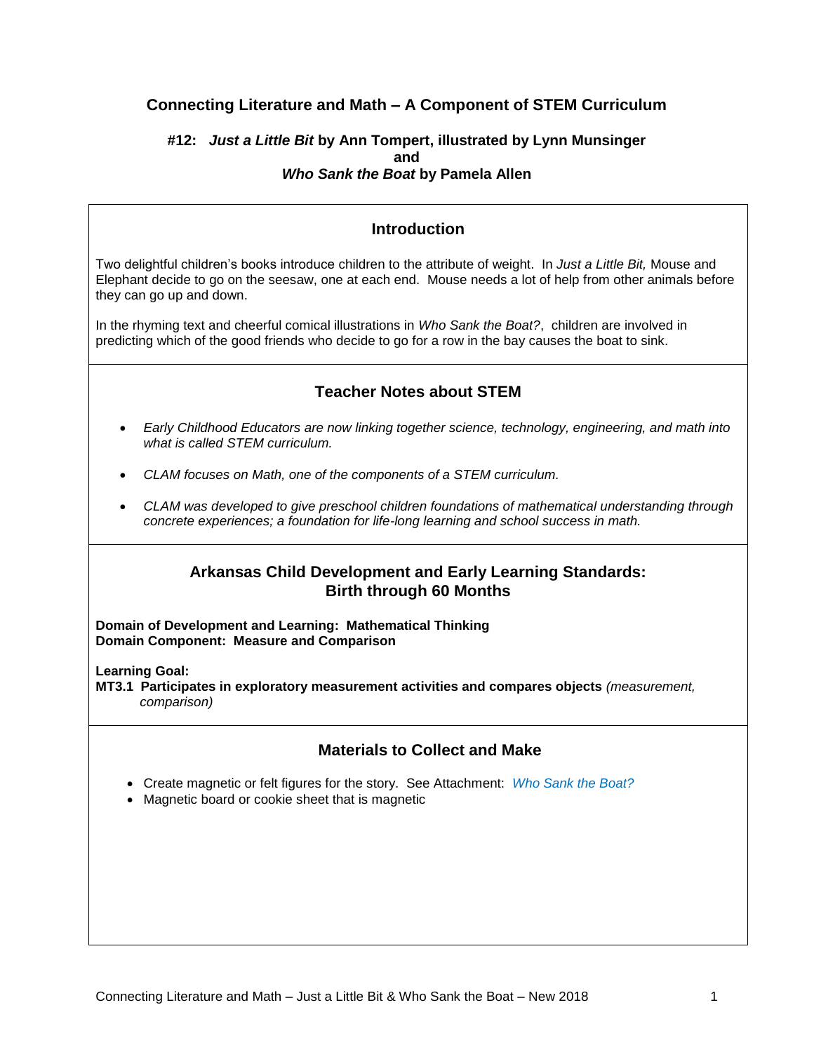# Connecting Literature and Math – A Component of STEM Curriculum

### #12: *Just a Little Bit* by Ann Tompert, illustrated by Lynn Munsinger
### and
### *Who Sank the Boat* by Pamela Allen

## Introduction

Two delightful children's books introduce children to the attribute of weight. In *Just a Little Bit,* Mouse and Elephant decide to go on the seesaw, one at each end. Mouse needs a lot of help from other animals before they can go up and down.

In the rhyming text and cheerful comical illustrations in *Who Sank the Boat?*, children are involved in predicting which of the good friends who decide to go for a row in the bay causes the boat to sink.

## Teacher Notes about STEM

- *Early Childhood Educators are now linking together science, technology, engineering, and math into what is called STEM curriculum.*
- *CLAM focuses on Math, one of the components of a STEM curriculum.*
- *CLAM was developed to give preschool children foundations of mathematical understanding through concrete experiences; a foundation for life-long learning and school success in math.*

## Arkansas Child Development and Early Learning Standards: Birth through 60 Months

**Domain of Development and Learning: Mathematical Thinking**
**Domain Component: Measure and Comparison**

**Learning Goal:**
**MT3.1 Participates in exploratory measurement activities and compares objects** *(measurement, comparison)*

## Materials to Collect and Make

- Create magnetic or felt figures for the story. See Attachment: *Who Sank the Boat?*
- Magnetic board or cookie sheet that is magnetic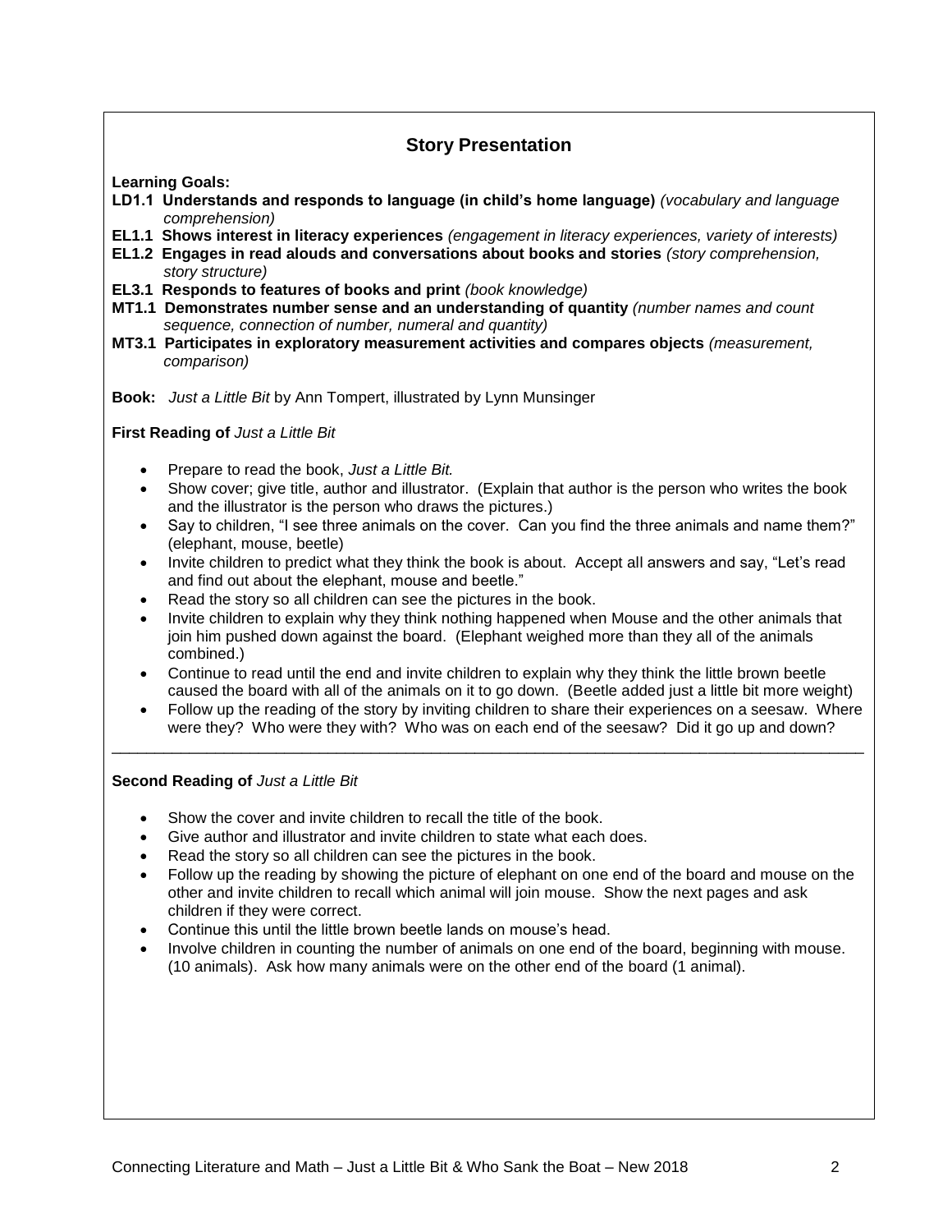## Story Presentation

**Learning Goals:**

**LD1.1 Understands and responds to language (in child's home language)** *(vocabulary and language comprehension)*
**EL1.1 Shows interest in literacy experiences** *(engagement in literacy experiences, variety of interests)*
**EL1.2 Engages in read alouds and conversations about books and stories** *(story comprehension, story structure)*
**EL3.1 Responds to features of books and print** *(book knowledge)*
**MT1.1 Demonstrates number sense and an understanding of quantity** *(number names and count sequence, connection of number, numeral and quantity)*
**MT3.1 Participates in exploratory measurement activities and compares objects** *(measurement, comparison)*

**Book:** *Just a Little Bit* by Ann Tompert, illustrated by Lynn Munsinger

**First Reading of** *Just a Little Bit*

- Prepare to read the book, *Just a Little Bit.*
- Show cover; give title, author and illustrator. (Explain that author is the person who writes the book and the illustrator is the person who draws the pictures.)
- Say to children, "I see three animals on the cover. Can you find the three animals and name them?" (elephant, mouse, beetle)
- Invite children to predict what they think the book is about. Accept all answers and say, "Let's read and find out about the elephant, mouse and beetle."
- Read the story so all children can see the pictures in the book.
- Invite children to explain why they think nothing happened when Mouse and the other animals that join him pushed down against the board. (Elephant weighed more than they all of the animals combined.)
- Continue to read until the end and invite children to explain why they think the little brown beetle caused the board with all of the animals on it to go down. (Beetle added just a little bit more weight)
- Follow up the reading of the story by inviting children to share their experiences on a seesaw. Where were they? Who were they with? Who was on each end of the seesaw? Did it go up and down?

---

**Second Reading of** *Just a Little Bit*

- Show the cover and invite children to recall the title of the book.
- Give author and illustrator and invite children to state what each does.
- Read the story so all children can see the pictures in the book.
- Follow up the reading by showing the picture of elephant on one end of the board and mouse on the other and invite children to recall which animal will join mouse. Show the next pages and ask children if they were correct.
- Continue this until the little brown beetle lands on mouse's head.
- Involve children in counting the number of animals on one end of the board, beginning with mouse. (10 animals). Ask how many animals were on the other end of the board (1 animal).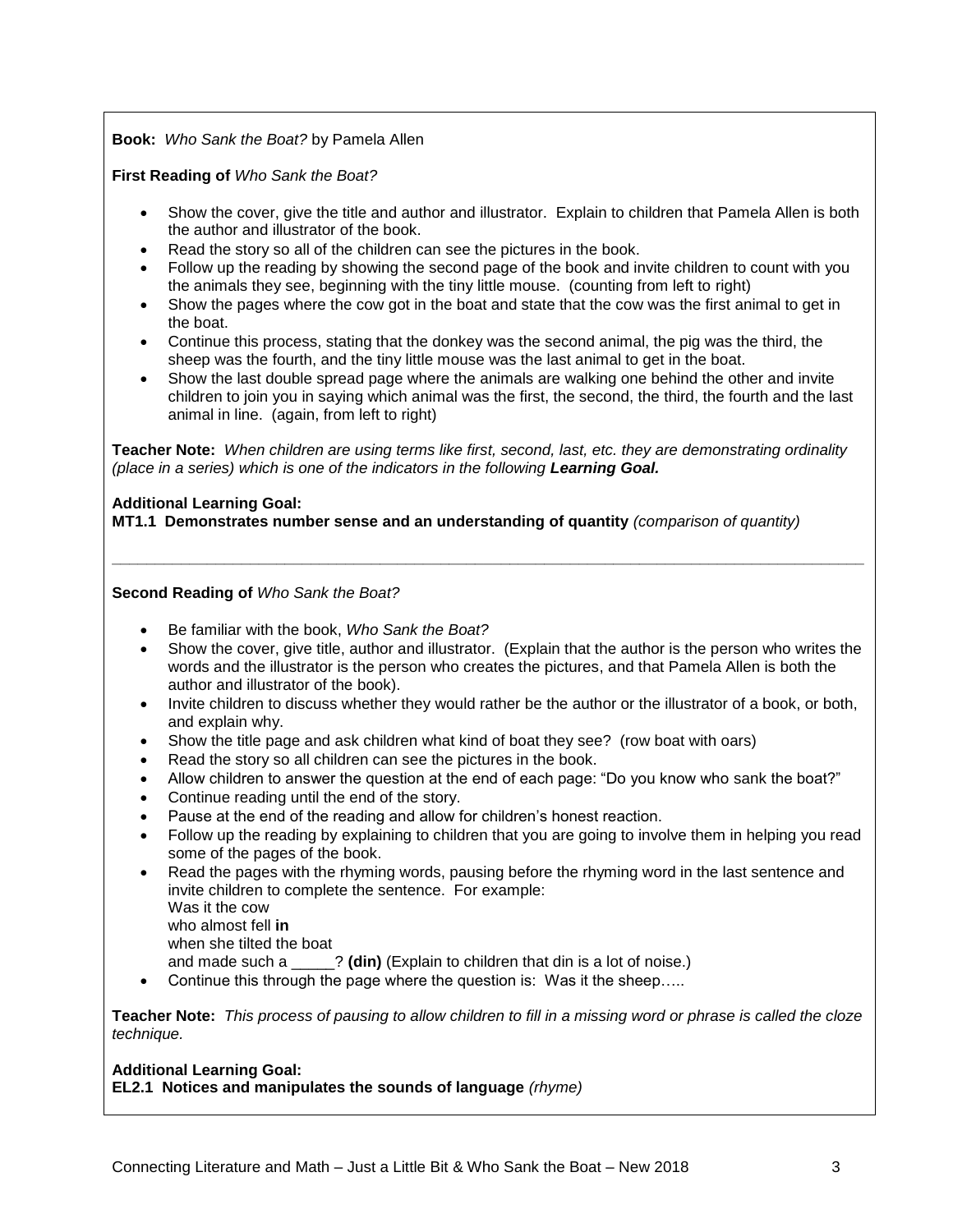**Book:** *Who Sank the Boat?* by Pamela Allen

**First Reading of** *Who Sank the Boat?*

- Show the cover, give the title and author and illustrator. Explain to children that Pamela Allen is both the author and illustrator of the book.
- Read the story so all of the children can see the pictures in the book.
- Follow up the reading by showing the second page of the book and invite children to count with you the animals they see, beginning with the tiny little mouse. (counting from left to right)
- Show the pages where the cow got in the boat and state that the cow was the first animal to get in the boat.
- Continue this process, stating that the donkey was the second animal, the pig was the third, the sheep was the fourth, and the tiny little mouse was the last animal to get in the boat.
- Show the last double spread page where the animals are walking one behind the other and invite children to join you in saying which animal was the first, the second, the third, the fourth and the last animal in line. (again, from left to right)

**Teacher Note:** *When children are using terms like first, second, last, etc. they are demonstrating ordinality (place in a series) which is one of the indicators in the following* ***Learning Goal.***

**Additional Learning Goal:**
**MT1.1 Demonstrates number sense and an understanding of quantity** *(comparison of quantity)*

---

**Second Reading of** *Who Sank the Boat?*

- Be familiar with the book, *Who Sank the Boat?*
- Show the cover, give title, author and illustrator. (Explain that the author is the person who writes the words and the illustrator is the person who creates the pictures, and that Pamela Allen is both the author and illustrator of the book).
- Invite children to discuss whether they would rather be the author or the illustrator of a book, or both, and explain why.
- Show the title page and ask children what kind of boat they see? (row boat with oars)
- Read the story so all children can see the pictures in the book.
- Allow children to answer the question at the end of each page: "Do you know who sank the boat?"
- Continue reading until the end of the story.
- Pause at the end of the reading and allow for children's honest reaction.
- Follow up the reading by explaining to children that you are going to involve them in helping you read some of the pages of the book.
- Read the pages with the rhyming words, pausing before the rhyming word in the last sentence and invite children to complete the sentence. For example:
  Was it the cow
  who almost fell **in**
  when she tilted the boat
  and made such a _____? **(din)** (Explain to children that din is a lot of noise.)
- Continue this through the page where the question is: Was it the sheep…..

**Teacher Note:** *This process of pausing to allow children to fill in a missing word or phrase is called the cloze technique.*

**Additional Learning Goal:**
**EL2.1 Notices and manipulates the sounds of language** *(rhyme)*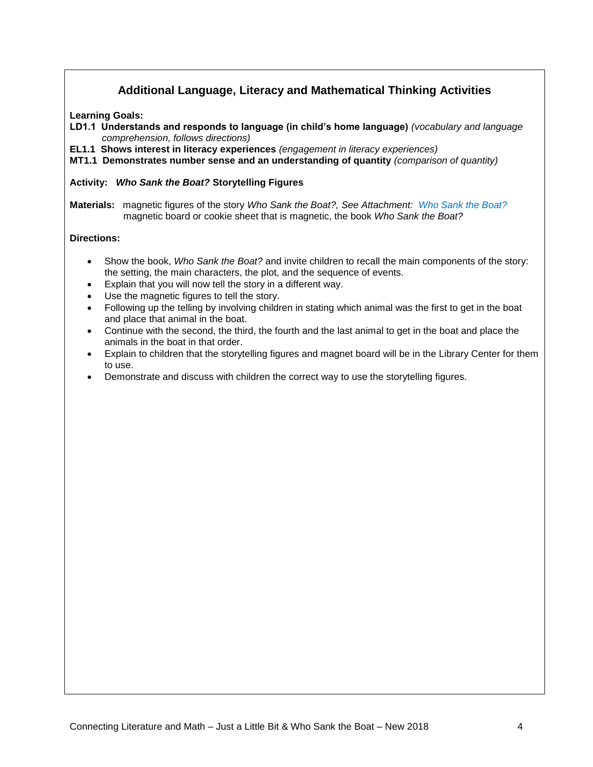## Additional Language, Literacy and Mathematical Thinking Activities

**Learning Goals:**

**LD1.1 Understands and responds to language (in child's home language)** *(vocabulary and language comprehension, follows directions)*

**EL1.1 Shows interest in literacy experiences** *(engagement in literacy experiences)*

**MT1.1 Demonstrates number sense and an understanding of quantity** *(comparison of quantity)*

**Activity:** ***Who Sank the Boat?*** **Storytelling Figures**

**Materials:** magnetic figures of the story *Who Sank the Boat?, See Attachment: Who Sank the Boat?* magnetic board or cookie sheet that is magnetic, the book *Who Sank the Boat?*

**Directions:**

- Show the book, *Who Sank the Boat?* and invite children to recall the main components of the story: the setting, the main characters, the plot, and the sequence of events.
- Explain that you will now tell the story in a different way.
- Use the magnetic figures to tell the story.
- Following up the telling by involving children in stating which animal was the first to get in the boat and place that animal in the boat.
- Continue with the second, the third, the fourth and the last animal to get in the boat and place the animals in the boat in that order.
- Explain to children that the storytelling figures and magnet board will be in the Library Center for them to use.
- Demonstrate and discuss with children the correct way to use the storytelling figures.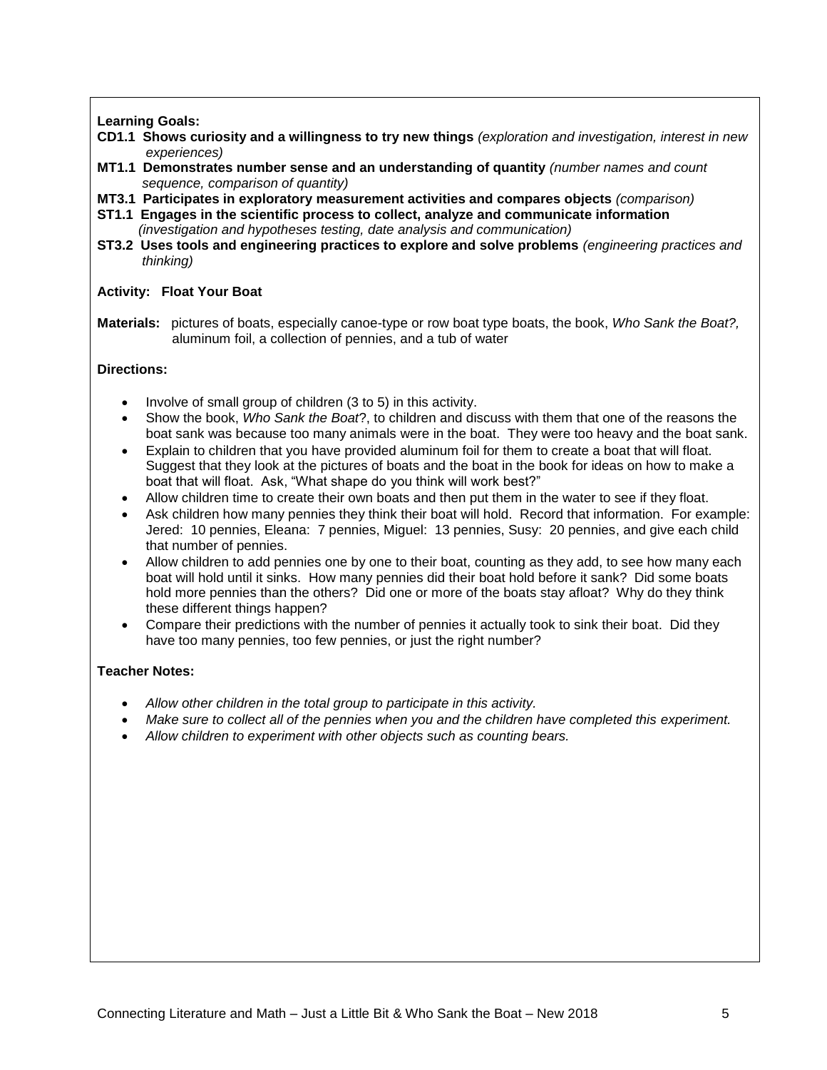**Learning Goals:**

**CD1.1 Shows curiosity and a willingness to try new things** *(exploration and investigation, interest in new experiences)*

**MT1.1 Demonstrates number sense and an understanding of quantity** *(number names and count sequence, comparison of quantity)*

**MT3.1 Participates in exploratory measurement activities and compares objects** *(comparison)*

**ST1.1 Engages in the scientific process to collect, analyze and communicate information** *(investigation and hypotheses testing, date analysis and communication)*

**ST3.2 Uses tools and engineering practices to explore and solve problems** *(engineering practices and thinking)*

**Activity: Float Your Boat**

**Materials:** pictures of boats, especially canoe-type or row boat type boats, the book, *Who Sank the Boat?,* aluminum foil, a collection of pennies, and a tub of water

**Directions:**

- Involve of small group of children (3 to 5) in this activity.
- Show the book, *Who Sank the Boat*?, to children and discuss with them that one of the reasons the boat sank was because too many animals were in the boat. They were too heavy and the boat sank.
- Explain to children that you have provided aluminum foil for them to create a boat that will float. Suggest that they look at the pictures of boats and the boat in the book for ideas on how to make a boat that will float. Ask, "What shape do you think will work best?"
- Allow children time to create their own boats and then put them in the water to see if they float.
- Ask children how many pennies they think their boat will hold. Record that information. For example: Jered: 10 pennies, Eleana: 7 pennies, Miguel: 13 pennies, Susy: 20 pennies, and give each child that number of pennies.
- Allow children to add pennies one by one to their boat, counting as they add, to see how many each boat will hold until it sinks. How many pennies did their boat hold before it sank? Did some boats hold more pennies than the others? Did one or more of the boats stay afloat? Why do they think these different things happen?
- Compare their predictions with the number of pennies it actually took to sink their boat. Did they have too many pennies, too few pennies, or just the right number?

**Teacher Notes:**

- *Allow other children in the total group to participate in this activity.*
- *Make sure to collect all of the pennies when you and the children have completed this experiment.*
- *Allow children to experiment with other objects such as counting bears.*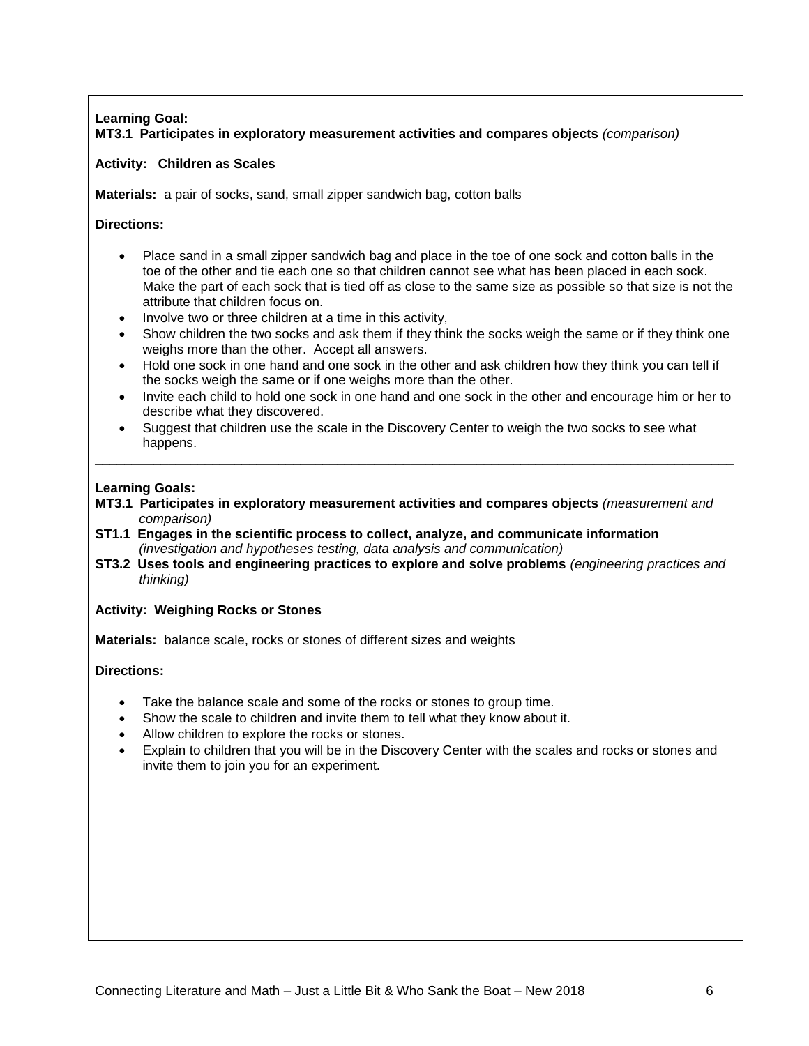**Learning Goal:**
**MT3.1 Participates in exploratory measurement activities and compares objects** *(comparison)*

**Activity: Children as Scales**

**Materials:** a pair of socks, sand, small zipper sandwich bag, cotton balls

**Directions:**

- Place sand in a small zipper sandwich bag and place in the toe of one sock and cotton balls in the toe of the other and tie each one so that children cannot see what has been placed in each sock. Make the part of each sock that is tied off as close to the same size as possible so that size is not the attribute that children focus on.
- Involve two or three children at a time in this activity,
- Show children the two socks and ask them if they think the socks weigh the same or if they think one weighs more than the other. Accept all answers.
- Hold one sock in one hand and one sock in the other and ask children how they think you can tell if the socks weigh the same or if one weighs more than the other.
- Invite each child to hold one sock in one hand and one sock in the other and encourage him or her to describe what they discovered.
- Suggest that children use the scale in the Discovery Center to weigh the two socks to see what happens.

---

**Learning Goals:**
**MT3.1 Participates in exploratory measurement activities and compares objects** *(measurement and comparison)*
**ST1.1 Engages in the scientific process to collect, analyze, and communicate information** *(investigation and hypotheses testing, data analysis and communication)*
**ST3.2 Uses tools and engineering practices to explore and solve problems** *(engineering practices and thinking)*

**Activity: Weighing Rocks or Stones**

**Materials:** balance scale, rocks or stones of different sizes and weights

**Directions:**

- Take the balance scale and some of the rocks or stones to group time.
- Show the scale to children and invite them to tell what they know about it.
- Allow children to explore the rocks or stones.
- Explain to children that you will be in the Discovery Center with the scales and rocks or stones and invite them to join you for an experiment.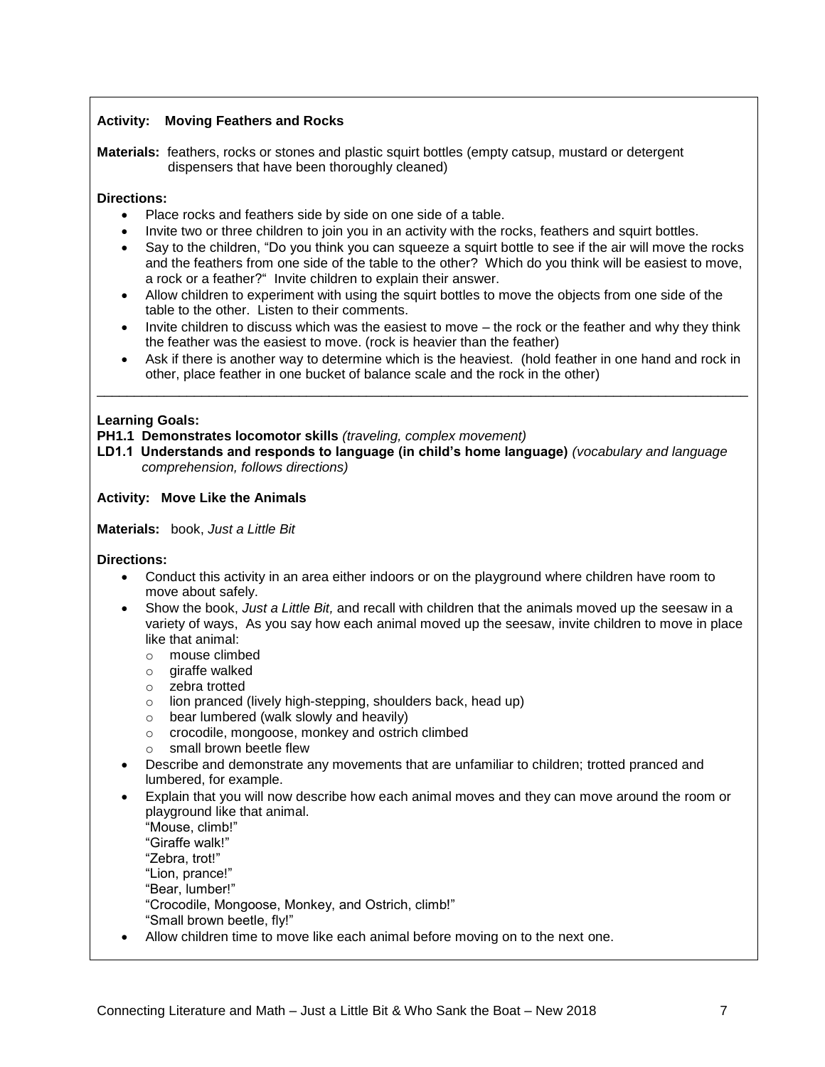**Activity: Moving Feathers and Rocks**

**Materials:** feathers, rocks or stones and plastic squirt bottles (empty catsup, mustard or detergent dispensers that have been thoroughly cleaned)

**Directions:**

- Place rocks and feathers side by side on one side of a table.
- Invite two or three children to join you in an activity with the rocks, feathers and squirt bottles.
- Say to the children, "Do you think you can squeeze a squirt bottle to see if the air will move the rocks and the feathers from one side of the table to the other? Which do you think will be easiest to move, a rock or a feather?" Invite children to explain their answer.
- Allow children to experiment with using the squirt bottles to move the objects from one side of the table to the other. Listen to their comments.
- Invite children to discuss which was the easiest to move – the rock or the feather and why they think the feather was the easiest to move. (rock is heavier than the feather)
- Ask if there is another way to determine which is the heaviest. (hold feather in one hand and rock in other, place feather in one bucket of balance scale and the rock in the other)

---

**Learning Goals:**

**PH1.1 Demonstrates locomotor skills** *(traveling, complex movement)*

**LD1.1 Understands and responds to language (in child's home language)** *(vocabulary and language comprehension, follows directions)*

**Activity: Move Like the Animals**

**Materials:** book, *Just a Little Bit*

**Directions:**

- Conduct this activity in an area either indoors or on the playground where children have room to move about safely.
- Show the book, *Just a Little Bit,* and recall with children that the animals moved up the seesaw in a variety of ways, As you say how each animal moved up the seesaw, invite children to move in place like that animal:
  - mouse climbed
  - giraffe walked
  - zebra trotted
  - lion pranced (lively high-stepping, shoulders back, head up)
  - bear lumbered (walk slowly and heavily)
  - crocodile, mongoose, monkey and ostrich climbed
  - small brown beetle flew
- Describe and demonstrate any movements that are unfamiliar to children; trotted pranced and lumbered, for example.
- Explain that you will now describe how each animal moves and they can move around the room or playground like that animal.
  "Mouse, climb!"
  "Giraffe walk!"
  "Zebra, trot!"
  "Lion, prance!"
  "Bear, lumber!"
  "Crocodile, Mongoose, Monkey, and Ostrich, climb!"
  "Small brown beetle, fly!"
- Allow children time to move like each animal before moving on to the next one.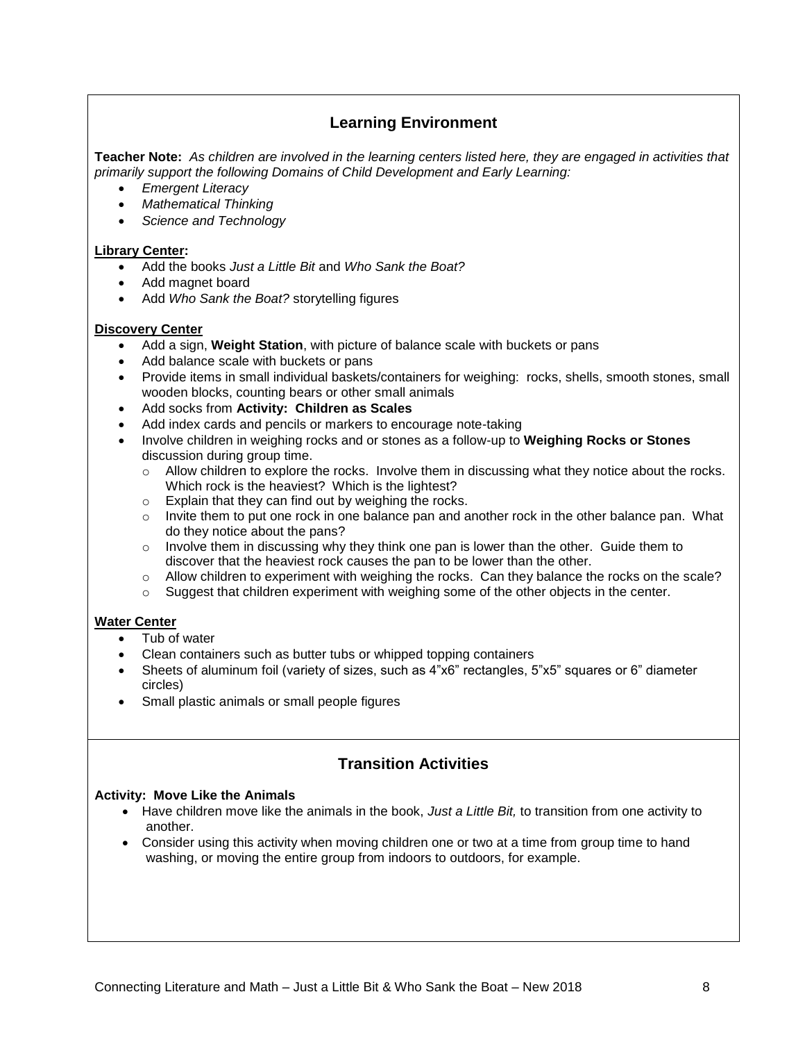## Learning Environment

**Teacher Note:** *As children are involved in the learning centers listed here, they are engaged in activities that primarily support the following Domains of Child Development and Early Learning:*

- *Emergent Literacy*
- *Mathematical Thinking*
- *Science and Technology*

**Library Center:**

- Add the books *Just a Little Bit* and *Who Sank the Boat?*
- Add magnet board
- Add *Who Sank the Boat?* storytelling figures

**Discovery Center**

- Add a sign, **Weight Station**, with picture of balance scale with buckets or pans
- Add balance scale with buckets or pans
- Provide items in small individual baskets/containers for weighing: rocks, shells, smooth stones, small wooden blocks, counting bears or other small animals
- Add socks from **Activity: Children as Scales**
- Add index cards and pencils or markers to encourage note-taking
- Involve children in weighing rocks and or stones as a follow-up to **Weighing Rocks or Stones** discussion during group time.
  - Allow children to explore the rocks. Involve them in discussing what they notice about the rocks. Which rock is the heaviest? Which is the lightest?
  - Explain that they can find out by weighing the rocks.
  - Invite them to put one rock in one balance pan and another rock in the other balance pan. What do they notice about the pans?
  - Involve them in discussing why they think one pan is lower than the other. Guide them to discover that the heaviest rock causes the pan to be lower than the other.
  - Allow children to experiment with weighing the rocks. Can they balance the rocks on the scale?
  - Suggest that children experiment with weighing some of the other objects in the center.

**Water Center**

- Tub of water
- Clean containers such as butter tubs or whipped topping containers
- Sheets of aluminum foil (variety of sizes, such as 4"x6" rectangles, 5"x5" squares or 6" diameter circles)
- Small plastic animals or small people figures

## Transition Activities

**Activity: Move Like the Animals**

- Have children move like the animals in the book, *Just a Little Bit,* to transition from one activity to another.
- Consider using this activity when moving children one or two at a time from group time to hand washing, or moving the entire group from indoors to outdoors, for example.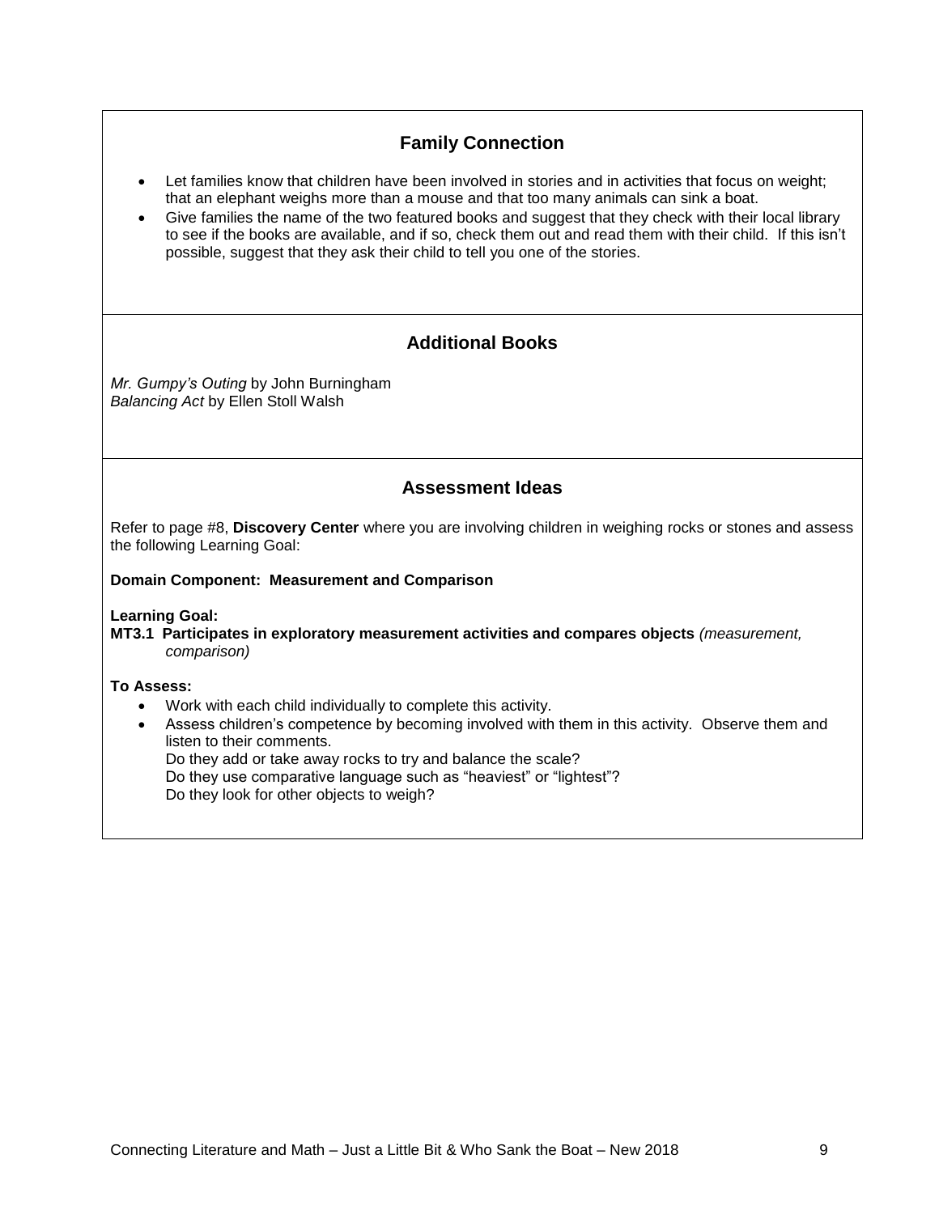## Family Connection

- Let families know that children have been involved in stories and in activities that focus on weight; that an elephant weighs more than a mouse and that too many animals can sink a boat.
- Give families the name of the two featured books and suggest that they check with their local library to see if the books are available, and if so, check them out and read them with their child. If this isn't possible, suggest that they ask their child to tell you one of the stories.

## Additional Books

*Mr. Gumpy's Outing* by John Burningham
*Balancing Act* by Ellen Stoll Walsh

## Assessment Ideas

Refer to page #8, **Discovery Center** where you are involving children in weighing rocks or stones and assess the following Learning Goal:

**Domain Component: Measurement and Comparison**

**Learning Goal:**
**MT3.1 Participates in exploratory measurement activities and compares objects** *(measurement, comparison)*

**To Assess:**

- Work with each child individually to complete this activity.
- Assess children's competence by becoming involved with them in this activity. Observe them and listen to their comments.
  Do they add or take away rocks to try and balance the scale?
  Do they use comparative language such as "heaviest" or "lightest"?
  Do they look for other objects to weigh?